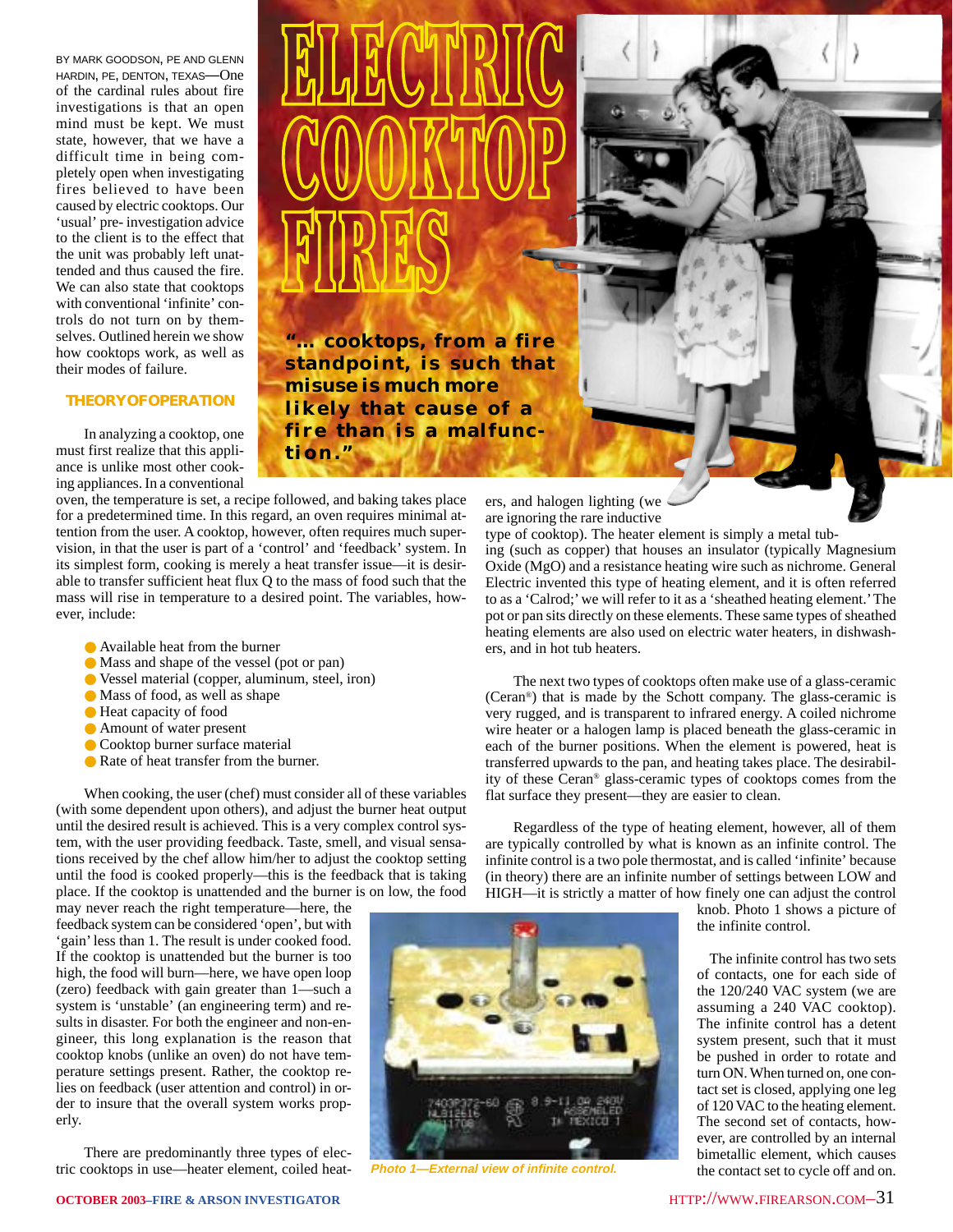#  ELECTRIC COOKTOP FIRES

BY MARK GOODSON, PE AND GLENN HARDIN, PE, DENTON, TEXAS—One of the cardinal rules about fire investigations is that an open mind must be kept. We must state, however, that we have a difficult time in being completely open when investigating fires believed to have been caused by electric cooktops. Our 'usual' pre- investigation advice to the client is to the effect that the unit was probably left unattended and thus caused the fire. We can also state that cooktops with conventional 'infinite' controls do not turn on by themselves. Outlined herein we show how cooktops work, as well as their modes of failure.

> **"... cooktops, from a fire standpoint, is such that misuse is much more likely that cause of a fire than is a malfunction."**

## THEORY OF OPERATION

In analyzing a cooktop, one must first realize that this appliance is unlike most other cooking appliances. In a conventional oven, the temperature is set, a recipe followed, and baking takes place for a predetermined time. In this regard, an oven requires minimal attention from the user. A cooktop, however, often requires much supervision, in that the user is part of a 'control' and 'feedback' system. In its simplest form, cooking is merely a heat transfer issue—it is desirable to transfer sufficient heat flux Q to the mass of food such that the mass will rise in temperature to a desired point. The variables, however, include:

- Available heat from the burner
- Mass and shape of the vessel (pot or pan)
- Vessel material (copper, aluminum, steel, iron)
- Mass of food, as well as shape
- Heat capacity of food
- Amount of water present
- Cooktop burner surface material
- Rate of heat transfer from the burner.

When cooking, the user (chef) must consider all of these variables (with some dependent upon others), and adjust the burner heat output until the desired result is achieved. This is a very complex control system, with the user providing feedback. Taste, smell, and visual sensations received by the chef allow him/her to adjust the cooktop setting until the food is cooked properly—this is the feedback that is taking place. If the cooktop is unattended and the burner is on low, the food may never reach the right temperature—here, the feedback system can be considered 'open', but with 'gain' less than 1. The result is under cooked food. If the cooktop is unattended but the burner is too high, the food will burn—here, we have open loop (zero) feedback with gain greater than 1—such a system is 'unstable' (an engineering term) and results in disaster. For both the engineer and non-engineer, this long explanation is the reason that cooktop knobs (unlike an oven) do not have temperature settings present. Rather, the cooktop relies on feedback (user attention and control) in order to insure that the overall system works properly.

There are predominantly three types of electric cooktops in use—heater element, coiled heaters, and halogen lighting (we are ignoring the rare inductive type of cooktop). The heater element is simply a metal tubing (such as copper) that houses an insulator (typically Magnesium Oxide (MgO) and a resistance heating wire such as nichrome. General Electric invented this type of heating element, and it is often referred to as a 'Calrod;' we will refer to it as a 'sheathed heating element.' The pot or pan sits directly on these elements. These same types of sheathed heating elements are also used on electric water heaters, in dishwashers, and in hot tub heaters.

The next two types of cooktops often make use of a glass-ceramic (Ceran®) that is made by the Schott company. The glass-ceramic is very rugged, and is transparent to infrared energy. A coiled nichrome wire heater or a halogen lamp is placed beneath the glass-ceramic in each of the burner positions. When the element is powered, heat is transferred upwards to the pan, and heating takes place. The desirability of these Ceran® glass-ceramic types of cooktops comes from the flat surface they present—they are easier to clean.

Regardless of the type of heating element, however, all of them are typically controlled by what is known as an infinite control. The infinite control is a two pole thermostat, and is called 'infinite' because (in theory) there are an infinite number of settings between LOW and HIGH—it is strictly a matter of how finely one can adjust the control knob. Photo 1 shows a picture of the infinite control.

*Photo 1—External view of infinite control.*

The infinite control has two sets of contacts, one for each side of the 120/240 VAC system (we are assuming a 240 VAC cooktop). The infinite control has a detent system present, such that it must be pushed in order to rotate and turn ON. When turned on, one contact set is closed, applying one leg of 120 VAC to the heating element. The second set of contacts, however, are controlled by an internal bimetallic element, which causes the contact set to cycle off and on.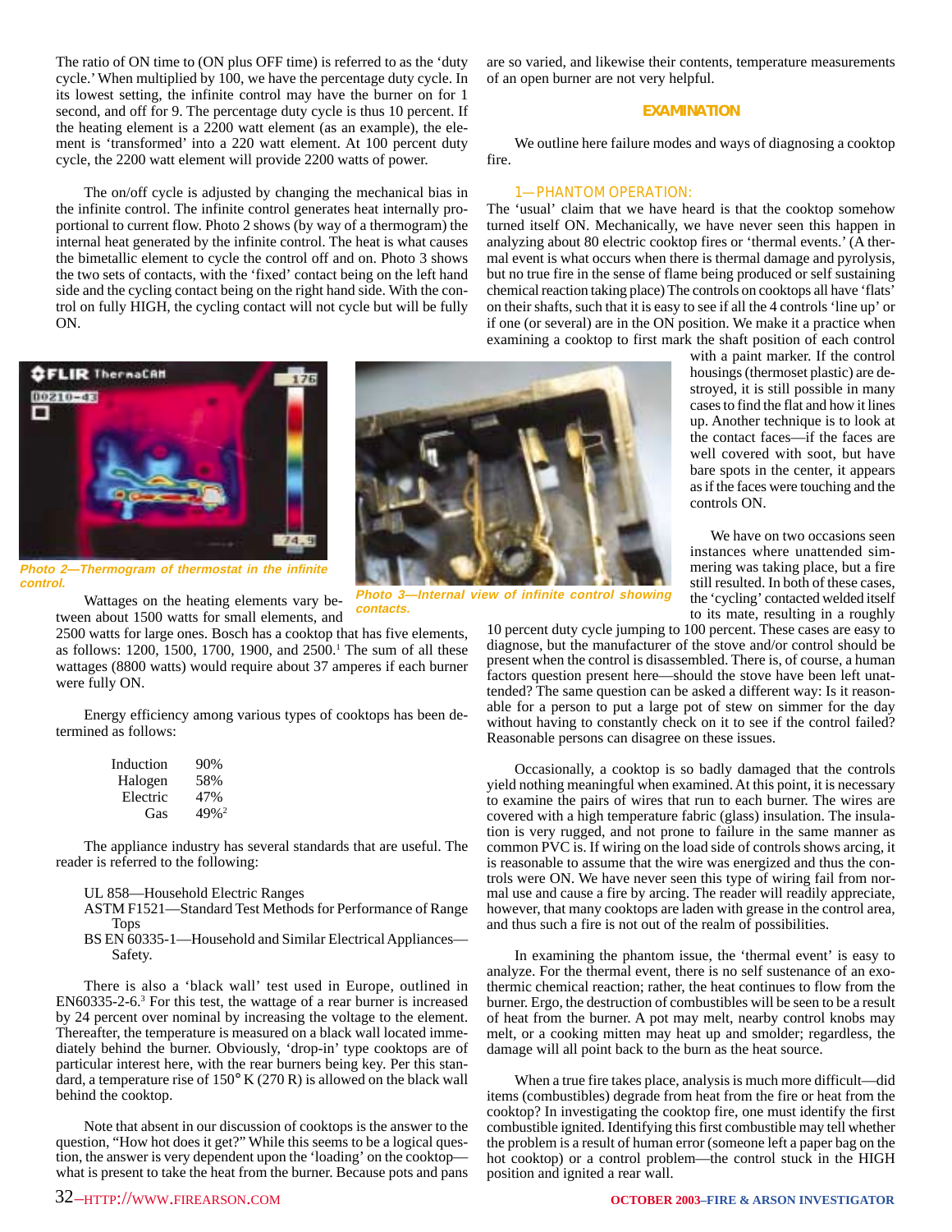The ratio of ON time to (ON plus OFF time) is referred to as the 'duty cycle.' When multiplied by 100, we have the percentage duty cycle. In its lowest setting, the infinite control may have the burner on for 1 second, and off for 9. The percentage duty cycle is thus 10 percent. If the heating element is a 2200 watt element (as an example), the element is 'transformed' into a 220 watt element. At 100 percent duty cycle, the 2200 watt element will provide 2200 watts of power.

The on/off cycle is adjusted by changing the mechanical bias in the infinite control. The infinite control generates heat internally proportional to current flow. Photo 2 shows (by way of a thermogram) the internal heat generated by the infinite control. The heat is what causes the bimetallic element to cycle the control off and on. Photo 3 shows the two sets of contacts, with the 'fixed' contact being on the left hand side and the cycling contact being on the right hand side. With the control on fully HIGH, the cycling contact will not cycle but will be fully ON.

*Photo 2—Thermogram of thermostat in the infinite control.*

*Photo 3—Internal view of infinite control showing contacts.*

Wattages on the heating elements vary between about 1500 watts for small elements, and 2500 watts for large ones. Bosch has a cooktop that has five elements, as follows: 1200, 1500, 1700, 1900, and 2500.[1] The sum of all these wattages (8800 watts) would require about 37 amperes if each burner were fully ON.

Energy efficiency among various types of cooktops has been determined as follows:

| | |
|---|---|
| Induction | 90% |
| Halogen | 58% |
| Electric | 47% |
| Gas | 49%[2] |

The appliance industry has several standards that are useful. The reader is referred to the following:

- UL 858—Household Electric Ranges
- ASTM F1521—Standard Test Methods for Performance of Range Tops
- BS EN 60335-1—Household and Similar Electrical Appliances—Safety.

There is also a 'black wall' test used in Europe, outlined in EN60335-2-6.[3] For this test, the wattage of a rear burner is increased by 24 percent over nominal by increasing the voltage to the element. Thereafter, the temperature is measured on a black wall located immediately behind the burner. Obviously, 'drop-in' type cooktops are of particular interest here, with the rear burners being key. Per this standard, a temperature rise of 150° K (270 R) is allowed on the black wall behind the cooktop.

Note that absent in our discussion of cooktops is the answer to the question, "How hot does it get?" While this seems to be a logical question, the answer is very dependent upon the 'loading' on the cooktop—what is present to take the heat from the burner. Because pots and pans are so varied, and likewise their contents, temperature measurements of an open burner are not very helpful.

## EXAMINATION

We outline here failure modes and ways of diagnosing a cooktop fire.

### 1—PHANTOM OPERATION:

The 'usual' claim that we have heard is that the cooktop somehow turned itself ON. Mechanically, we have never seen this happen in analyzing about 80 electric cooktop fires or 'thermal events.' (A thermal event is what occurs when there is thermal damage and pyrolysis, but no true fire in the sense of flame being produced or self sustaining chemical reaction taking place) The controls on cooktops all have 'flats' on their shafts, such that it is easy to see if all the 4 controls 'line up' or if one (or several) are in the ON position. We make it a practice when examining a cooktop to first mark the shaft position of each control with a paint marker. If the control housings (thermoset plastic) are destroyed, it is still possible in many cases to find the flat and how it lines up. Another technique is to look at the contact faces—if the faces are well covered with soot, but have bare spots in the center, it appears as if the faces were touching and the controls ON.

We have on two occasions seen instances where unattended simmering was taking place, but a fire still resulted. In both of these cases, the 'cycling' contacted welded itself to its mate, resulting in a roughly 10 percent duty cycle jumping to 100 percent. These cases are easy to diagnose, but the manufacturer of the stove and/or control should be present when the control is disassembled. There is, of course, a human factors question present here—should the stove have been left unattended? The same question can be asked a different way: Is it reasonable for a person to put a large pot of stew on simmer for the day without having to constantly check on it to see if the control failed? Reasonable persons can disagree on these issues.

Occasionally, a cooktop is so badly damaged that the controls yield nothing meaningful when examined. At this point, it is necessary to examine the pairs of wires that run to each burner. The wires are covered with a high temperature fabric (glass) insulation. The insulation is very rugged, and not prone to failure in the same manner as common PVC is. If wiring on the load side of controls shows arcing, it is reasonable to assume that the wire was energized and thus the controls were ON. We have never seen this type of wiring fail from normal use and cause a fire by arcing. The reader will readily appreciate, however, that many cooktops are laden with grease in the control area, and thus such a fire is not out of the realm of possibilities.

In examining the phantom issue, the 'thermal event' is easy to analyze. For the thermal event, there is no self sustenance of an exothermic chemical reaction; rather, the heat continues to flow from the burner. Ergo, the destruction of combustibles will be seen to be a result of heat from the burner. A pot may melt, nearby control knobs may melt, or a cooking mitten may heat up and smolder; regardless, the damage will all point back to the burn as the heat source.

When a true fire takes place, analysis is much more difficult—did items (combustibles) degrade from heat from the fire or heat from the cooktop? In investigating the cooktop fire, one must identify the first combustible ignited. Identifying this first combustible may tell whether the problem is a result of human error (someone left a paper bag on the hot cooktop) or a control problem—the control stuck in the HIGH position and ignited a rear wall.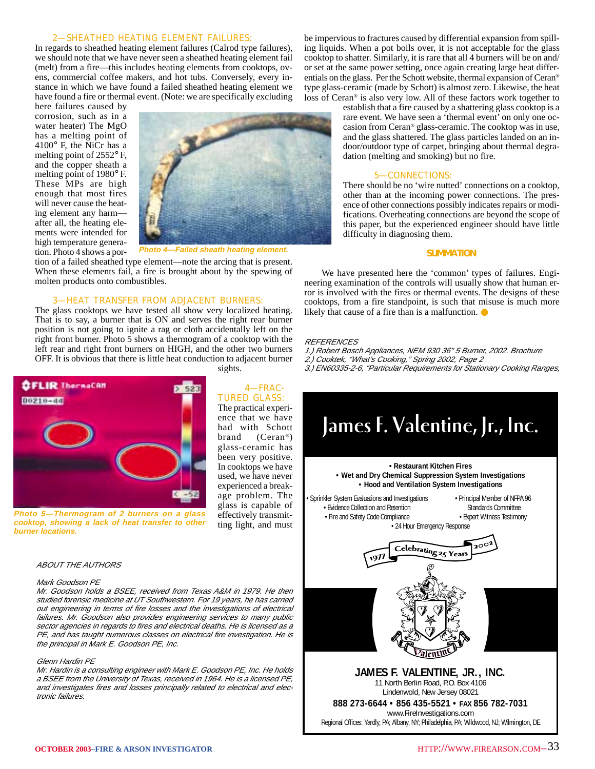### 2—SHEATHED HEATING ELEMENT FAILURES:

In regards to sheathed heating element failures (Calrod type failures), we should note that we have never seen a sheathed heating element fail (melt) from a fire—this includes heating elements from cooktops, ovens, commercial coffee makers, and hot tubs. Conversely, every instance in which we have found a failed sheathed heating element we have found a fire or thermal event. (Note: we are specifically excluding here failures caused by corrosion, such as in a water heater) The MgO has a melting point of 4100° F, the NiCr has a melting point of 2552° F, and the copper sheath a melting point of 1980° F. These MPs are high enough that most fires will never cause the heating element any harm—after all, the heating elements were intended for high temperature generation. Photo 4 shows a portion of a failed sheathed type element—note the arcing that is present. When these elements fail, a fire is brought about by the spewing of molten products onto combustibles.

*Photo 4—Failed sheath heating element.*

### 3—HEAT TRANSFER FROM ADJACENT BURNERS:

The glass cooktops we have tested all show very localized heating. That is to say, a burner that is ON and serves the right rear burner position is not going to ignite a rag or cloth accidentally left on the right front burner. Photo 5 shows a thermogram of a cooktop with the left rear and right front burners on HIGH, and the other two burners OFF. It is obvious that there is little heat conduction to adjacent burner sights.

*Photo 5—Thermogram of 2 burners on a glass cooktop, showing a lack of heat transfer to other burner locations.*

### 4—FRACTURED GLASS:

The practical experience that we have had with Schott brand (Ceran®) glass-ceramic has been very positive. In cooktops we have used, we have never experienced a breakage problem. The glass is capable of effectively transmitting light, and must be impervious to fractures caused by differential expansion from spilling liquids. When a pot boils over, it is not acceptable for the glass cooktop to shatter. Similarly, it is rare that all 4 burners will be on and/or set at the same power setting, once again creating large heat differentials on the glass. Per the Schott website, thermal expansion of Ceran® type glass-ceramic (made by Schott) is almost zero. Likewise, the heat loss of Ceran® is also very low. All of these factors work together to establish that a fire caused by a shattering glass cooktop is a rare event. We have seen a 'thermal event' on only one occasion from Ceran® glass-ceramic. The cooktop was in use, and the glass shattered. The glass particles landed on an indoor/outdoor type of carpet, bringing about thermal degradation (melting and smoking) but no fire.

### 5—CONNECTIONS:

There should be no 'wire nutted' connections on a cooktop, other than at the incoming power connections. The presence of other connections possibly indicates repairs or modifications. Overheating connections are beyond the scope of this paper, but the experienced engineer should have little difficulty in diagnosing them.

## SUMMATION

We have presented here the 'common' types of failures. Engineering examination of the controls will usually show that human error is involved with the fires or thermal events. The designs of these cooktops, from a fire standpoint, is such that misuse is much more likely that cause of a fire than is a malfunction.

*REFERENCES*

*1.) Robert Bosch Appliances, NEM 930 36" 5 Burner, 2002. Brochure*
*2.) Cooktek, "What's Cooking," Spring 2002, Page 2*
*3.) EN60335-2-6, "Particular Requirements for Stationary Cooking Ranges,*

*ABOUT THE AUTHORS*

*Mark Goodson PE*
*Mr. Goodson holds a BSEE, received from Texas A&M in 1979. He then studied forensic medicine at UT Southwestern. For 19 years, he has carried out engineering in terms of fire losses and the investigations of electrical failures. Mr. Goodson also provides engineering services to many public sector agencies in regards to fires and electrical deaths. He is licensed as a PE, and has taught numerous classes on electrical fire investigation. He is the principal in Mark E. Goodson PE, Inc.*

*Glenn Hardin PE*
*Mr. Hardin is a consulting engineer with Mark E. Goodson PE, Inc. He holds a BSEE from the University of Texas, received in 1964. He is a licensed PE, and investigates fires and losses principally related to electrical and electronic failures.*

# James F. Valentine, Jr., Inc.

- **Restaurant Kitchen Fires**
- **Wet and Dry Chemical Suppression System Investigations**
- **Hood and Ventilation System Investigations**
- Sprinkler System Evaluations and Investigations
- Evidence Collection and Retention
- Fire and Safety Code Compliance
- Principal Member of NFPA 96 Standards Committee
- Expert Witness Testimony
- 24 Hour Emergency Response

1977 Celebrating 25 Years 2002

**JAMES F. VALENTINE, JR., INC.**
11 North Berlin Road, P.O. Box 4106
Lindenwold, New Jersey 08021
**888 273-6644 • 856 435-5521 • FAX 856 782-7031**
www.FireInvestigations.com
Regional Offices: Yardly, PA; Albany, NY; Philadelphia, PA; Wildwood, NJ; Wilmington, DE